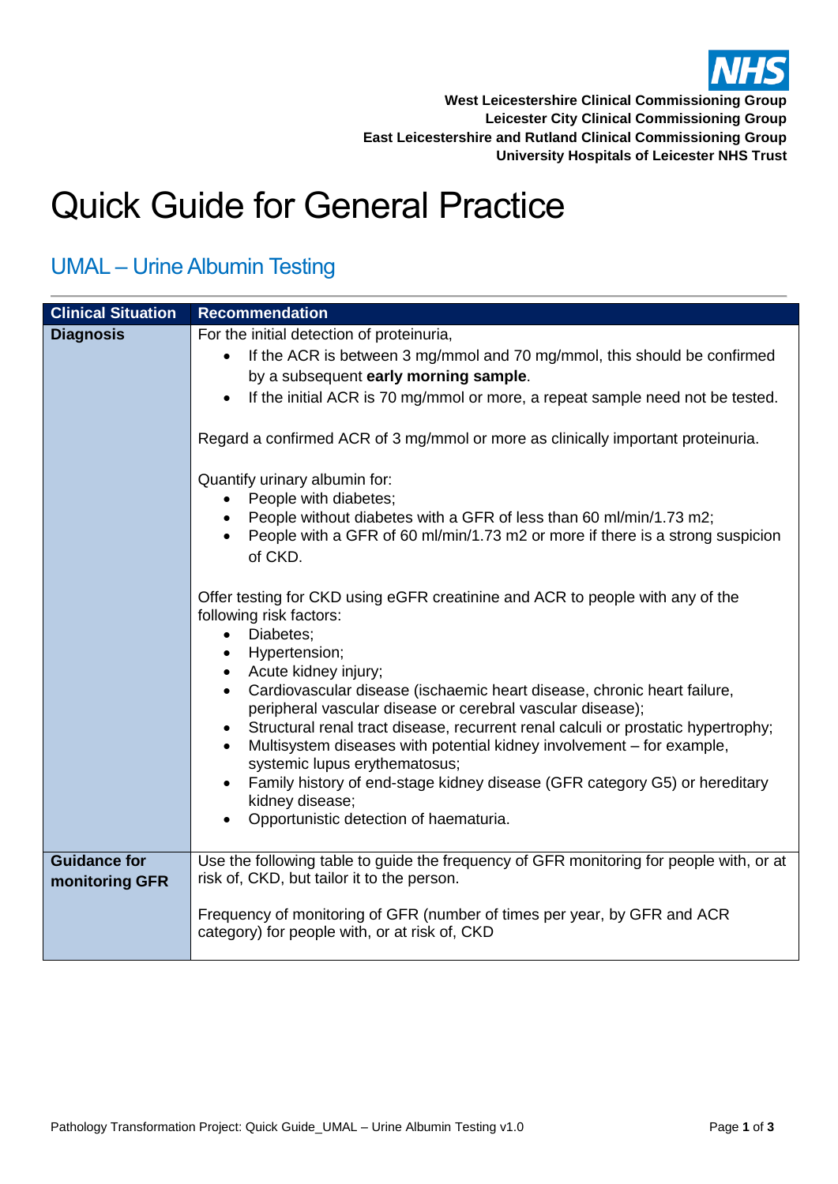West Leicestershire Clinical Commissioning Group
Leicester City Clinical Commissioning Group
East Leicestershire and Rutland Clinical Commissioning Group
University Hospitals of Leicester NHS Trust

# Quick Guide for General Practice

## UMAL – Urine Albumin Testing

| Clinical Situation | Recommendation |
| --- | --- |
| **Diagnosis** | For the initial detection of proteinuria,<br>• If the ACR is between 3 mg/mmol and 70 mg/mmol, this should be confirmed by a subsequent **early morning sample**.<br>• If the initial ACR is 70 mg/mmol or more, a repeat sample need not be tested.<br><br>Regard a confirmed ACR of 3 mg/mmol or more as clinically important proteinuria.<br><br>Quantify urinary albumin for:<br>• People with diabetes;<br>• People without diabetes with a GFR of less than 60 ml/min/1.73 m2;<br>• People with a GFR of 60 ml/min/1.73 m2 or more if there is a strong suspicion of CKD.<br><br>Offer testing for CKD using eGFR creatinine and ACR to people with any of the following risk factors:<br>• Diabetes;<br>• Hypertension;<br>• Acute kidney injury;<br>• Cardiovascular disease (ischaemic heart disease, chronic heart failure, peripheral vascular disease or cerebral vascular disease);<br>• Structural renal tract disease, recurrent renal calculi or prostatic hypertrophy;<br>• Multisystem diseases with potential kidney involvement – for example, systemic lupus erythematosus;<br>• Family history of end-stage kidney disease (GFR category G5) or hereditary kidney disease;<br>• Opportunistic detection of haematuria. |
| **Guidance for monitoring GFR** | Use the following table to guide the frequency of GFR monitoring for people with, or at risk of, CKD, but tailor it to the person.<br><br>Frequency of monitoring of GFR (number of times per year, by GFR and ACR category) for people with, or at risk of, CKD |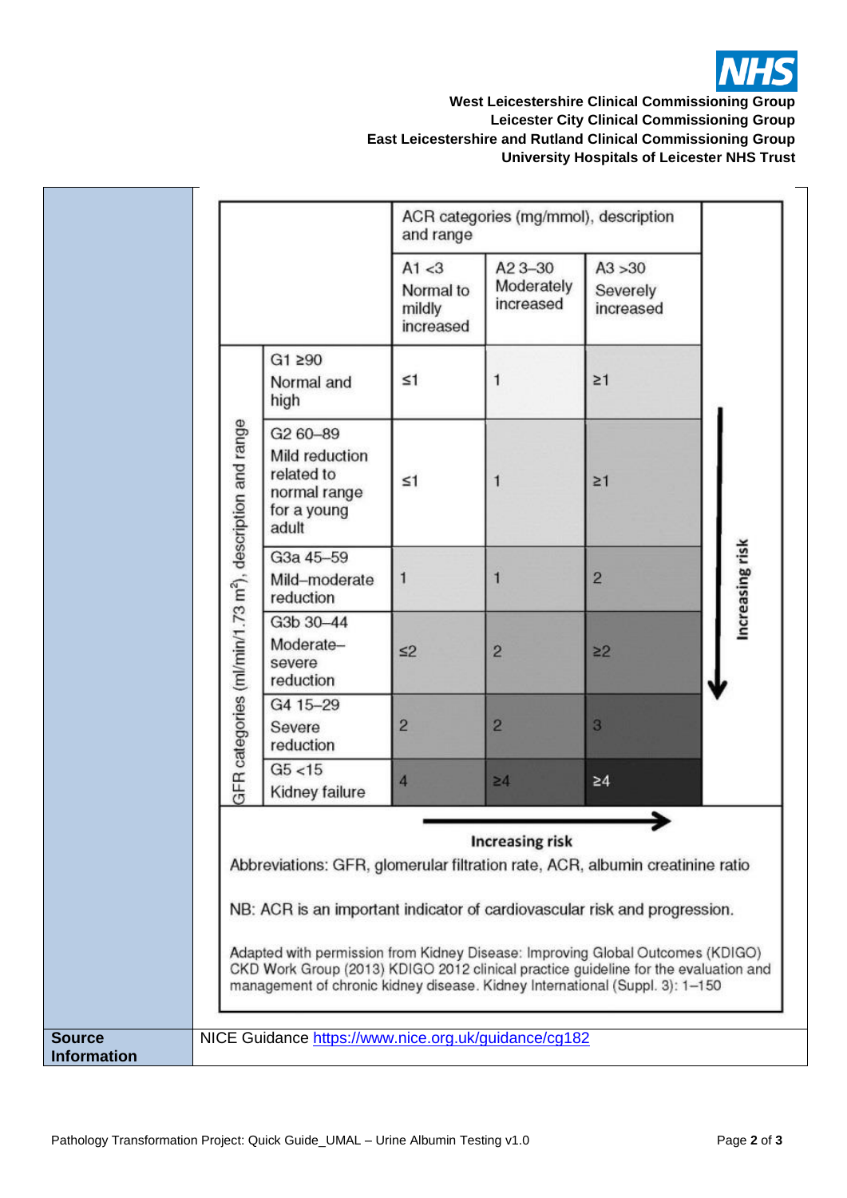West Leicestershire Clinical Commissioning Group
Leicester City Clinical Commissioning Group
East Leicestershire and Rutland Clinical Commissioning Group
University Hospitals of Leicester NHS Trust

| GFR categories (ml/min/1.73 $m^2$), description and range | | ACR categories (mg/mmol), description and range | | | |
|---|---|---|---|---|---|
| | | A1 <3 Normal to mildly increased | A2 3–30 Moderately increased | A3 >30 Severely increased | |
| | G1 ≥90 Normal and high | ≤1 | 1 | ≥1 | Increasing risk ↓ |
| | G2 60–89 Mild reduction related to normal range for a young adult | ≤1 | 1 | ≥1 | |
| | G3a 45–59 Mild–moderate reduction | 1 | 1 | 2 | |
| | G3b 30–44 Moderate–severe reduction | ≤2 | 2 | ≥2 | |
| | G4 15–29 Severe reduction | 2 | 2 | 3 | |
| | G5 <15 Kidney failure | 4 | ≥4 | ≥4 | |

→ Increasing risk

Abbreviations: GFR, glomerular filtration rate, ACR, albumin creatinine ratio

NB: ACR is an important indicator of cardiovascular risk and progression.

Adapted with permission from Kidney Disease: Improving Global Outcomes (KDIGO) CKD Work Group (2013) KDIGO 2012 clinical practice guideline for the evaluation and management of chronic kidney disease. Kidney International (Suppl. 3): 1–150

| **Source Information** | NICE Guidance https://www.nice.org.uk/guidance/cg182 |
|---|---|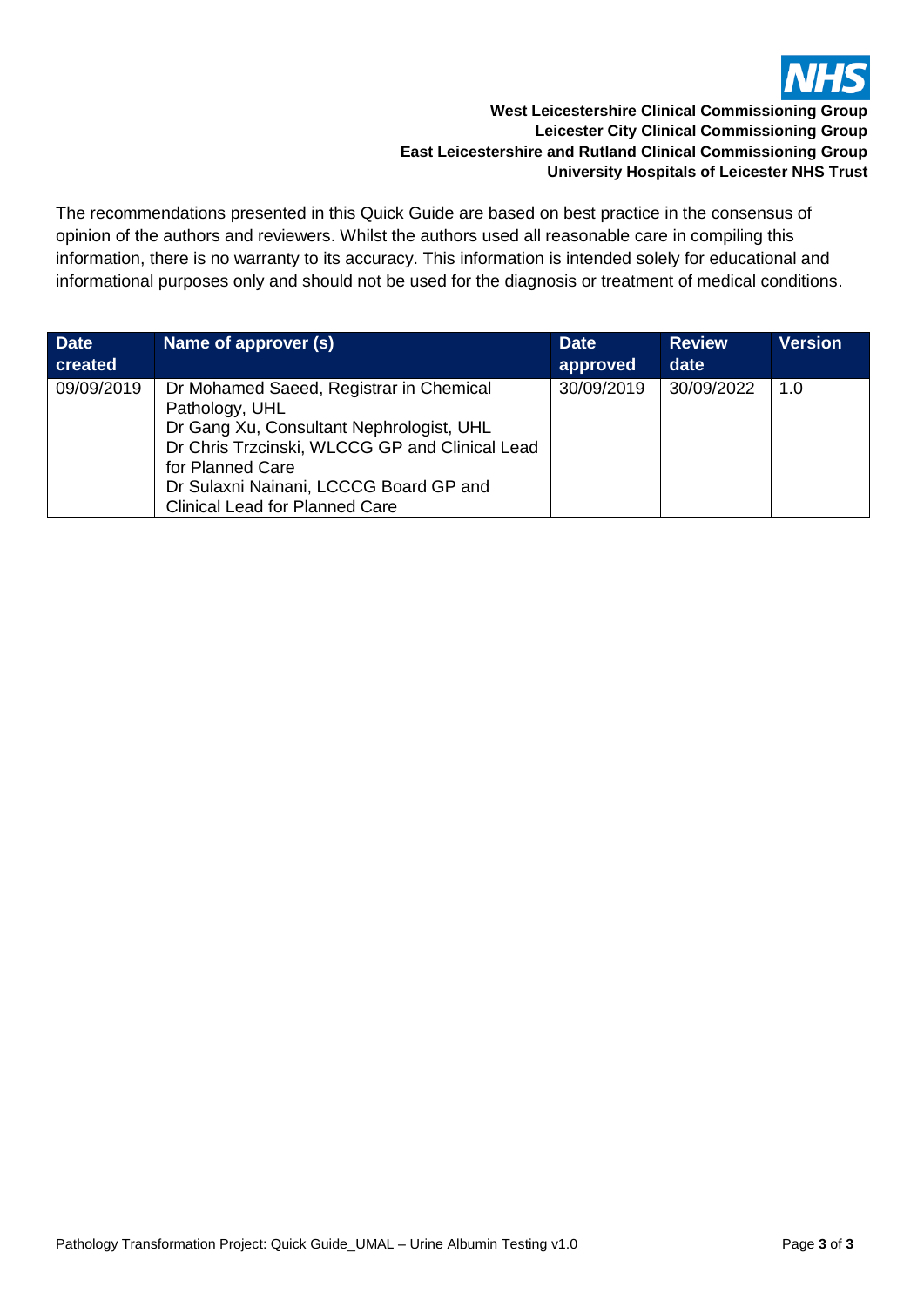**West Leicestershire Clinical Commissioning Group**
**Leicester City Clinical Commissioning Group**
**East Leicestershire and Rutland Clinical Commissioning Group**
**University Hospitals of Leicester NHS Trust**

The recommendations presented in this Quick Guide are based on best practice in the consensus of opinion of the authors and reviewers. Whilst the authors used all reasonable care in compiling this information, there is no warranty to its accuracy. This information is intended solely for educational and informational purposes only and should not be used for the diagnosis or treatment of medical conditions.

| Date created | Name of approver (s) | Date approved | Review date | Version |
|---|---|---|---|---|
| 09/09/2019 | Dr Mohamed Saeed, Registrar in Chemical Pathology, UHL<br>Dr Gang Xu, Consultant Nephrologist, UHL<br>Dr Chris Trzcinski, WLCCG GP and Clinical Lead for Planned Care<br>Dr Sulaxni Nainani, LCCCG Board GP and Clinical Lead for Planned Care | 30/09/2019 | 30/09/2022 | 1.0 |